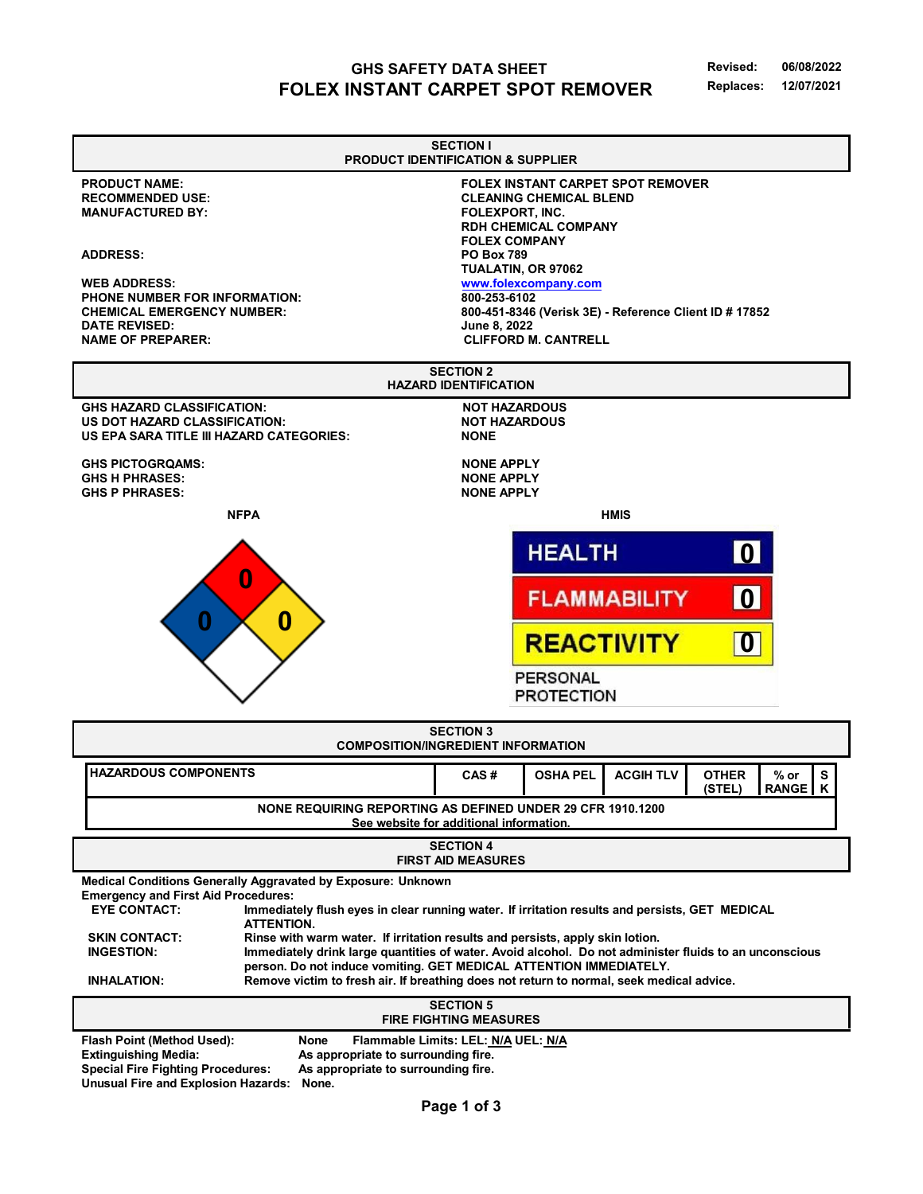# GHS SAFETY DATA SHEET
# FOLEX INSTANT CARPET SPOT REMOVER

**Revised:** 06/08/2022
**Replaces:** 12/07/2021

## SECTION I
## PRODUCT IDENTIFICATION & SUPPLIER

| | |
|---|---|
| **PRODUCT NAME:** | **FOLEX INSTANT CARPET SPOT REMOVER** |
| **RECOMMENDED USE:** | **CLEANING CHEMICAL BLEND** |
| **MANUFACTURED BY:** | **FOLEXPORT, INC.**<br>**RDH CHEMICAL COMPANY**<br>**FOLEX COMPANY** |
| **ADDRESS:** | **PO Box 789**<br>**TUALATIN, OR 97062** |
| **WEB ADDRESS:** | **www.folexcompany.com** |
| **PHONE NUMBER FOR INFORMATION:** | **800-253-6102** |
| **CHEMICAL EMERGENCY NUMBER:** | **800-451-8346 (Verisk 3E) - Reference Client ID # 17852** |
| **DATE REVISED:** | **June 8, 2022** |
| **NAME OF PREPARER:** | **CLIFFORD M. CANTRELL** |

## SECTION 2
## HAZARD IDENTIFICATION

| | |
|---|---|
| **GHS HAZARD CLASSIFICATION:** | **NOT HAZARDOUS** |
| **US DOT HAZARD CLASSIFICATION:** | **NOT HAZARDOUS** |
| **US EPA SARA TITLE III HAZARD CATEGORIES:** | **NONE** |
| **GHS PICTOGRQAMS:** | **NONE APPLY** |
| **GHS H PHRASES:** | **NONE APPLY** |
| **GHS P PHRASES:** | **NONE APPLY** |

**NFPA**

Flammability: 0; Health: 0; Reactivity: 0; Special: (blank)

**HMIS**

| | |
|---|---|
| HEALTH | 0 |
| FLAMMABILITY | 0 |
| REACTIVITY | 0 |
| PERSONAL PROTECTION | |

## SECTION 3
## COMPOSITION/INGREDIENT INFORMATION

| HAZARDOUS COMPONENTS | CAS # | OSHA PEL | ACGIH TLV | OTHER (STEL) | % or RANGE | SK |
|---|---|---|---|---|---|---|
| NONE REQUIRING REPORTING AS DEFINED UNDER 29 CFR 1910.1200<br>See website for additional information. | | | | | | |

## SECTION 4
## FIRST AID MEASURES

**Medical Conditions Generally Aggravated by Exposure: Unknown**

**Emergency and First Aid Procedures:**

- **EYE CONTACT:** Immediately flush eyes in clear running water. If irritation results and persists, GET MEDICAL ATTENTION.
- **SKIN CONTACT:** Rinse with warm water. If irritation results and persists, apply skin lotion.
- **INGESTION:** Immediately drink large quantities of water. Avoid alcohol. Do not administer fluids to an unconscious person. Do not induce vomiting. GET MEDICAL ATTENTION IMMEDIATELY.
- **INHALATION:** Remove victim to fresh air. If breathing does not return to normal, seek medical advice.

## SECTION 5
## FIRE FIGHTING MEASURES

| | |
|---|---|
| **Flash Point (Method Used):** | **None** **Flammable Limits: LEL: N/A UEL: N/A** |
| **Extinguishing Media:** | **As appropriate to surrounding fire.** |
| **Special Fire Fighting Procedures:** | **As appropriate to surrounding fire.** |
| **Unusual Fire and Explosion Hazards:** | **None.** |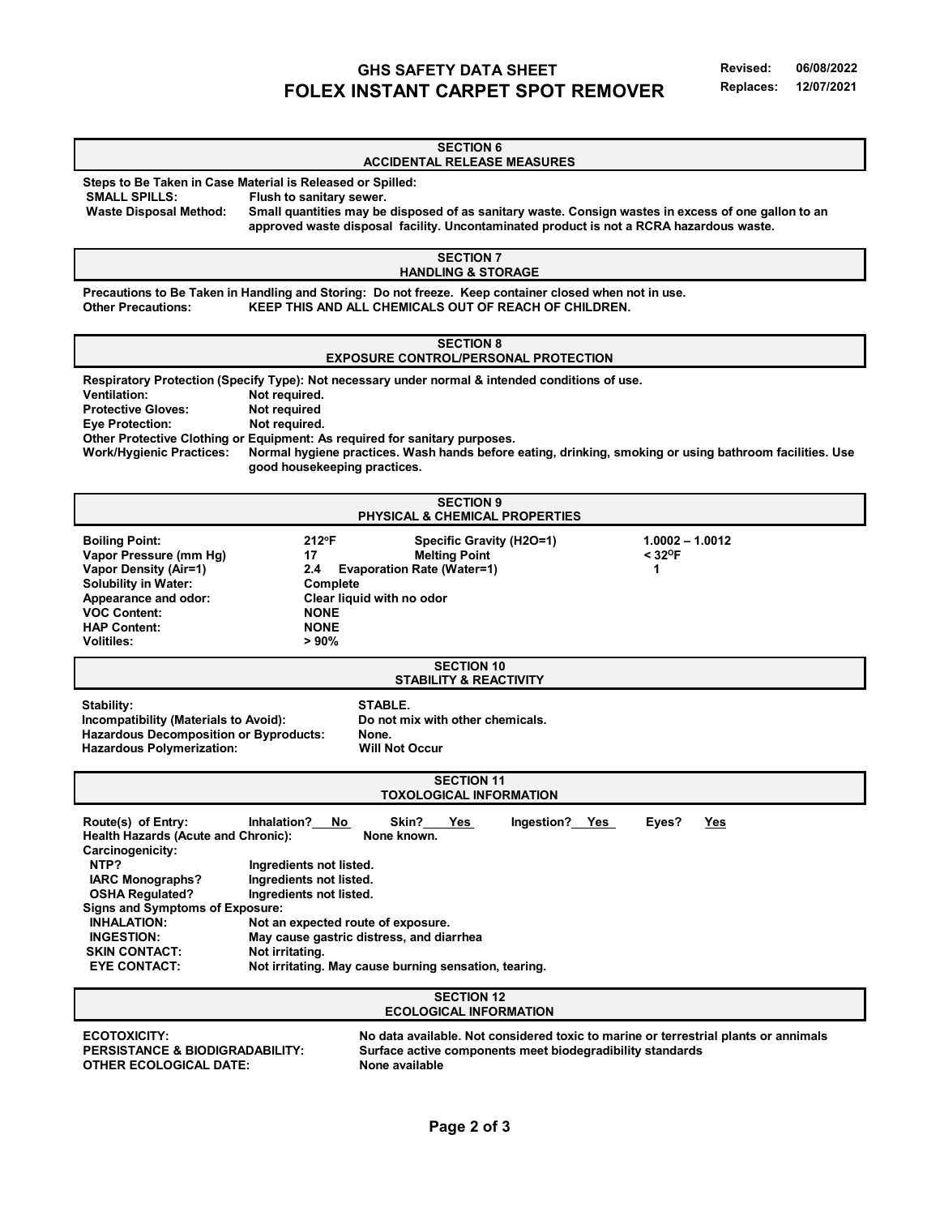# GHS SAFETY DATA SHEET
# FOLEX INSTANT CARPET SPOT REMOVER

**Revised:** 06/08/2022
**Replaces:** 12/07/2021

## SECTION 6
## ACCIDENTAL RELEASE MEASURES

**Steps to Be Taken in Case Material is Released or Spilled:**

**SMALL SPILLS:** Flush to sanitary sewer.

**Waste Disposal Method:** Small quantities may be disposed of as sanitary waste. Consign wastes in excess of one gallon to an approved waste disposal facility. Uncontaminated product is not a RCRA hazardous waste.

## SECTION 7
## HANDLING & STORAGE

**Precautions to Be Taken in Handling and Storing:** Do not freeze. Keep container closed when not in use.

**Other Precautions:** KEEP THIS AND ALL CHEMICALS OUT OF REACH OF CHILDREN.

## SECTION 8
## EXPOSURE CONTROL/PERSONAL PROTECTION

**Respiratory Protection (Specify Type):** Not necessary under normal & intended conditions of use.

**Ventilation:** Not required.

**Protective Gloves:** Not required

**Eye Protection:** Not required.

**Other Protective Clothing or Equipment:** As required for sanitary purposes.

**Work/Hygienic Practices:** Normal hygiene practices. Wash hands before eating, drinking, smoking or using bathroom facilities. Use good housekeeping practices.

## SECTION 9
## PHYSICAL & CHEMICAL PROPERTIES

| | | | |
|---|---|---|---|
| **Boiling Point:** | 212°F | **Specific Gravity (H2O=1)** | 1.0002 – 1.0012 |
| **Vapor Pressure (mm Hg)** | 17 | **Melting Point** | < 32°F |
| **Vapor Density (Air=1)** | 2.4 | **Evaporation Rate (Water=1)** | 1 |
| **Solubility in Water:** | Complete | | |
| **Appearance and odor:** | Clear liquid with no odor | | |
| **VOC Content:** | NONE | | |
| **HAP Content:** | NONE | | |
| **Volitiles:** | > 90% | | |

## SECTION 10
## STABILITY & REACTIVITY

**Stability:** STABLE.

**Incompatibility (Materials to Avoid):** Do not mix with other chemicals.

**Hazardous Decomposition or Byproducts:** None.

**Hazardous Polymerization:** Will Not Occur

## SECTION 11
## TOXOLOGICAL INFORMATION

**Route(s) of Entry:** Inhalation? No Skin? Yes Ingestion? Yes Eyes? Yes

**Health Hazards (Acute and Chronic):** None known.

**Carcinogenicity:**

- **NTP?** Ingredients not listed.
- **IARC Monographs?** Ingredients not listed.
- **OSHA Regulated?** Ingredients not listed.

**Signs and Symptoms of Exposure:**

- **INHALATION:** Not an expected route of exposure.
- **INGESTION:** May cause gastric distress, and diarrhea
- **SKIN CONTACT:** Not irritating.
- **EYE CONTACT:** Not irritating. May cause burning sensation, tearing.

## SECTION 12
## ECOLOGICAL INFORMATION

**ECOTOXICITY:** No data available. Not considered toxic to marine or terrestrial plants or annimals

**PERSISTANCE & BIODIGRADABILITY:** Surface active components meet biodegradibility standards

**OTHER ECOLOGICAL DATE:** None available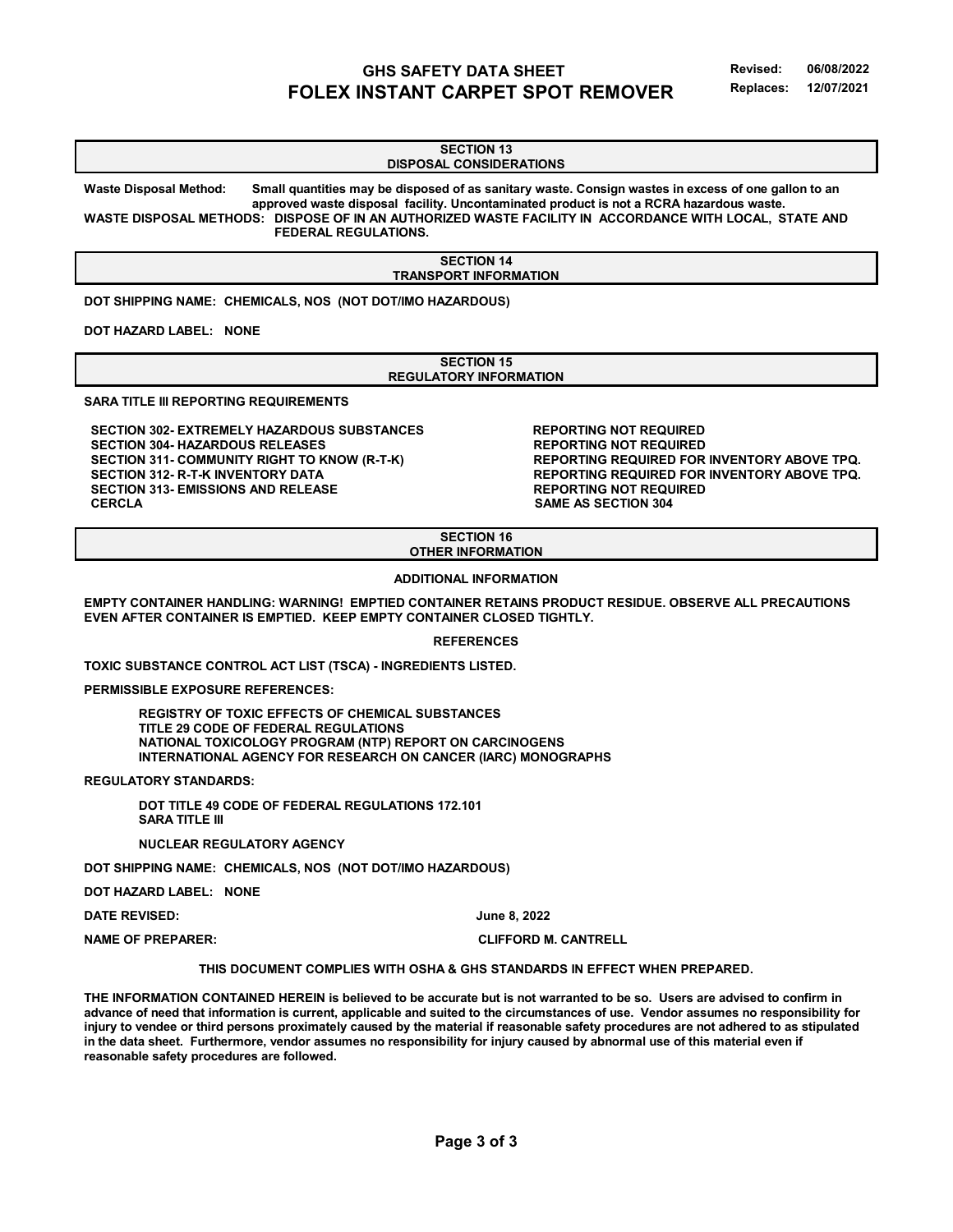## SECTION 13
## DISPOSAL CONSIDERATIONS

**Waste Disposal Method:** Small quantities may be disposed of as sanitary waste. Consign wastes in excess of one gallon to an approved waste disposal facility. Uncontaminated product is not a RCRA hazardous waste.

**WASTE DISPOSAL METHODS:** DISPOSE OF IN AN AUTHORIZED WASTE FACILITY IN ACCORDANCE WITH LOCAL, STATE AND FEDERAL REGULATIONS.

## SECTION 14
## TRANSPORT INFORMATION

**DOT SHIPPING NAME:** CHEMICALS, NOS (NOT DOT/IMO HAZARDOUS)

**DOT HAZARD LABEL:** NONE

## SECTION 15
## REGULATORY INFORMATION

**SARA TITLE III REPORTING REQUIREMENTS**

| | |
|---|---|
| SECTION 302- EXTREMELY HAZARDOUS SUBSTANCES | REPORTING NOT REQUIRED |
| SECTION 304- HAZARDOUS RELEASES | REPORTING NOT REQUIRED |
| SECTION 311- COMMUNITY RIGHT TO KNOW (R-T-K) | REPORTING REQUIRED FOR INVENTORY ABOVE TPQ. |
| SECTION 312- R-T-K INVENTORY DATA | REPORTING REQUIRED FOR INVENTORY ABOVE TPQ. |
| SECTION 313- EMISSIONS AND RELEASE | REPORTING NOT REQUIRED |
| CERCLA | SAME AS SECTION 304 |

## SECTION 16
## OTHER INFORMATION

### ADDITIONAL INFORMATION

EMPTY CONTAINER HANDLING: WARNING! EMPTIED CONTAINER RETAINS PRODUCT RESIDUE. OBSERVE ALL PRECAUTIONS EVEN AFTER CONTAINER IS EMPTIED. KEEP EMPTY CONTAINER CLOSED TIGHTLY.

### REFERENCES

TOXIC SUBSTANCE CONTROL ACT LIST (TSCA) - INGREDIENTS LISTED.

PERMISSIBLE EXPOSURE REFERENCES:

- REGISTRY OF TOXIC EFFECTS OF CHEMICAL SUBSTANCES
- TITLE 29 CODE OF FEDERAL REGULATIONS
- NATIONAL TOXICOLOGY PROGRAM (NTP) REPORT ON CARCINOGENS
- INTERNATIONAL AGENCY FOR RESEARCH ON CANCER (IARC) MONOGRAPHS

REGULATORY STANDARDS:

- DOT TITLE 49 CODE OF FEDERAL REGULATIONS 172.101
- SARA TITLE III
- NUCLEAR REGULATORY AGENCY

DOT SHIPPING NAME: CHEMICALS, NOS (NOT DOT/IMO HAZARDOUS)

DOT HAZARD LABEL: NONE

DATE REVISED: June 8, 2022

NAME OF PREPARER: CLIFFORD M. CANTRELL

**THIS DOCUMENT COMPLIES WITH OSHA & GHS STANDARDS IN EFFECT WHEN PREPARED.**

**THE INFORMATION CONTAINED HEREIN is believed to be accurate but is not warranted to be so. Users are advised to confirm in advance of need that information is current, applicable and suited to the circumstances of use. Vendor assumes no responsibility for injury to vendee or third persons proximately caused by the material if reasonable safety procedures are not adhered to as stipulated in the data sheet. Furthermore, vendor assumes no responsibility for injury caused by abnormal use of this material even if reasonable safety procedures are followed.**